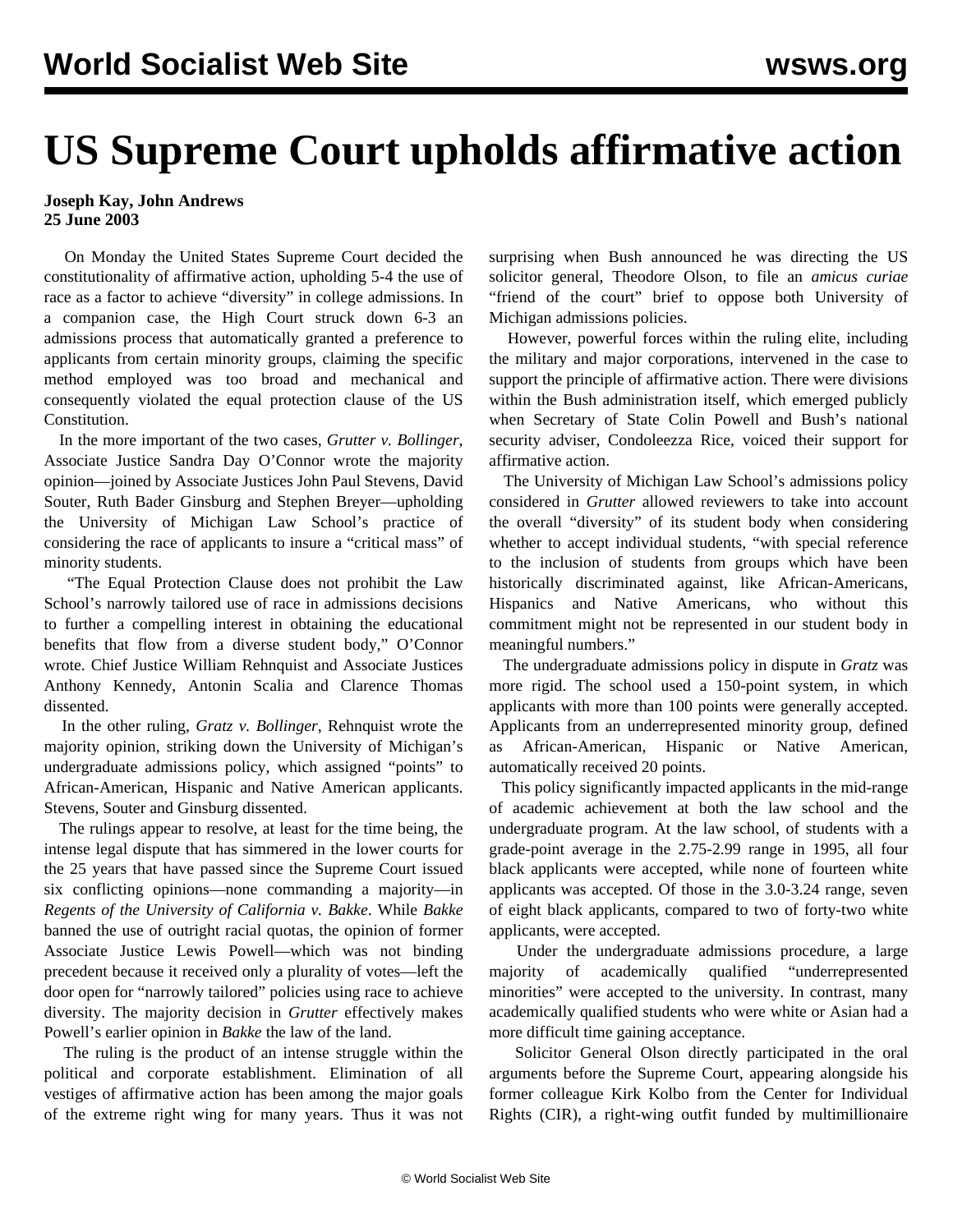# US Supreme Court upholds affirmative action

**Joseph Kay, John Andrews**
**25 June 2003**

On Monday the United States Supreme Court decided the constitutionality of affirmative action, upholding 5-4 the use of race as a factor to achieve "diversity" in college admissions. In a companion case, the High Court struck down 6-3 an admissions process that automatically granted a preference to applicants from certain minority groups, claiming the specific method employed was too broad and mechanical and consequently violated the equal protection clause of the US Constitution.

In the more important of the two cases, *Grutter v. Bollinger*, Associate Justice Sandra Day O'Connor wrote the majority opinion—joined by Associate Justices John Paul Stevens, David Souter, Ruth Bader Ginsburg and Stephen Breyer—upholding the University of Michigan Law School's practice of considering the race of applicants to insure a "critical mass" of minority students.

"The Equal Protection Clause does not prohibit the Law School's narrowly tailored use of race in admissions decisions to further a compelling interest in obtaining the educational benefits that flow from a diverse student body," O'Connor wrote. Chief Justice William Rehnquist and Associate Justices Anthony Kennedy, Antonin Scalia and Clarence Thomas dissented.

In the other ruling, *Gratz v. Bollinger*, Rehnquist wrote the majority opinion, striking down the University of Michigan's undergraduate admissions policy, which assigned "points" to African-American, Hispanic and Native American applicants. Stevens, Souter and Ginsburg dissented.

The rulings appear to resolve, at least for the time being, the intense legal dispute that has simmered in the lower courts for the 25 years that have passed since the Supreme Court issued six conflicting opinions—none commanding a majority—in *Regents of the University of California v. Bakke*. While *Bakke* banned the use of outright racial quotas, the opinion of former Associate Justice Lewis Powell—which was not binding precedent because it received only a plurality of votes—left the door open for "narrowly tailored" policies using race to achieve diversity. The majority decision in *Grutter* effectively makes Powell's earlier opinion in *Bakke* the law of the land.

The ruling is the product of an intense struggle within the political and corporate establishment. Elimination of all vestiges of affirmative action has been among the major goals of the extreme right wing for many years. Thus it was not surprising when Bush announced he was directing the US solicitor general, Theodore Olson, to file an *amicus curiae* "friend of the court" brief to oppose both University of Michigan admissions policies.

However, powerful forces within the ruling elite, including the military and major corporations, intervened in the case to support the principle of affirmative action. There were divisions within the Bush administration itself, which emerged publicly when Secretary of State Colin Powell and Bush's national security adviser, Condoleezza Rice, voiced their support for affirmative action.

The University of Michigan Law School's admissions policy considered in *Grutter* allowed reviewers to take into account the overall "diversity" of its student body when considering whether to accept individual students, "with special reference to the inclusion of students from groups which have been historically discriminated against, like African-Americans, Hispanics and Native Americans, who without this commitment might not be represented in our student body in meaningful numbers."

The undergraduate admissions policy in dispute in *Gratz* was more rigid. The school used a 150-point system, in which applicants with more than 100 points were generally accepted. Applicants from an underrepresented minority group, defined as African-American, Hispanic or Native American, automatically received 20 points.

This policy significantly impacted applicants in the mid-range of academic achievement at both the law school and the undergraduate program. At the law school, of students with a grade-point average in the 2.75-2.99 range in 1995, all four black applicants were accepted, while none of fourteen white applicants was accepted. Of those in the 3.0-3.24 range, seven of eight black applicants, compared to two of forty-two white applicants, were accepted.

Under the undergraduate admissions procedure, a large majority of academically qualified "underrepresented minorities" were accepted to the university. In contrast, many academically qualified students who were white or Asian had a more difficult time gaining acceptance.

Solicitor General Olson directly participated in the oral arguments before the Supreme Court, appearing alongside his former colleague Kirk Kolbo from the Center for Individual Rights (CIR), a right-wing outfit funded by multimillionaire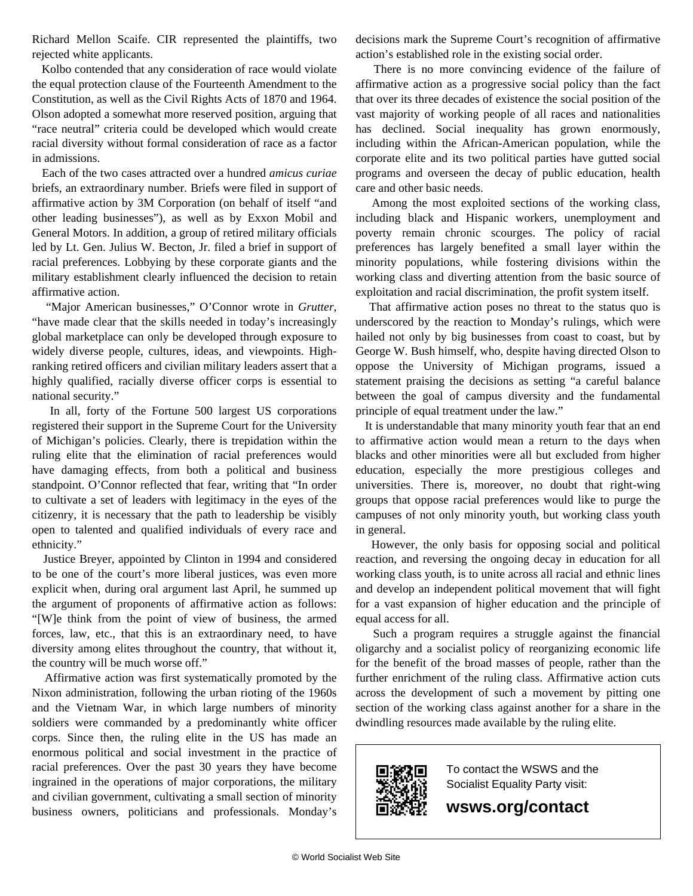Richard Mellon Scaife. CIR represented the plaintiffs, two rejected white applicants.

Kolbo contended that any consideration of race would violate the equal protection clause of the Fourteenth Amendment to the Constitution, as well as the Civil Rights Acts of 1870 and 1964. Olson adopted a somewhat more reserved position, arguing that "race neutral" criteria could be developed which would create racial diversity without formal consideration of race as a factor in admissions.

Each of the two cases attracted over a hundred *amicus curiae* briefs, an extraordinary number. Briefs were filed in support of affirmative action by 3M Corporation (on behalf of itself "and other leading businesses"), as well as by Exxon Mobil and General Motors. In addition, a group of retired military officials led by Lt. Gen. Julius W. Becton, Jr. filed a brief in support of racial preferences. Lobbying by these corporate giants and the military establishment clearly influenced the decision to retain affirmative action.

"Major American businesses," O'Connor wrote in *Grutter*, "have made clear that the skills needed in today's increasingly global marketplace can only be developed through exposure to widely diverse people, cultures, ideas, and viewpoints. High-ranking retired officers and civilian military leaders assert that a highly qualified, racially diverse officer corps is essential to national security."

In all, forty of the Fortune 500 largest US corporations registered their support in the Supreme Court for the University of Michigan's policies. Clearly, there is trepidation within the ruling elite that the elimination of racial preferences would have damaging effects, from both a political and business standpoint. O'Connor reflected that fear, writing that "In order to cultivate a set of leaders with legitimacy in the eyes of the citizenry, it is necessary that the path to leadership be visibly open to talented and qualified individuals of every race and ethnicity."

Justice Breyer, appointed by Clinton in 1994 and considered to be one of the court's more liberal justices, was even more explicit when, during oral argument last April, he summed up the argument of proponents of affirmative action as follows: "[W]e think from the point of view of business, the armed forces, law, etc., that this is an extraordinary need, to have diversity among elites throughout the country, that without it, the country will be much worse off."

Affirmative action was first systematically promoted by the Nixon administration, following the urban rioting of the 1960s and the Vietnam War, in which large numbers of minority soldiers were commanded by a predominantly white officer corps. Since then, the ruling elite in the US has made an enormous political and social investment in the practice of racial preferences. Over the past 30 years they have become ingrained in the operations of major corporations, the military and civilian government, cultivating a small section of minority business owners, politicians and professionals. Monday's decisions mark the Supreme Court's recognition of affirmative action's established role in the existing social order.

There is no more convincing evidence of the failure of affirmative action as a progressive social policy than the fact that over its three decades of existence the social position of the vast majority of working people of all races and nationalities has declined. Social inequality has grown enormously, including within the African-American population, while the corporate elite and its two political parties have gutted social programs and overseen the decay of public education, health care and other basic needs.

Among the most exploited sections of the working class, including black and Hispanic workers, unemployment and poverty remain chronic scourges. The policy of racial preferences has largely benefited a small layer within the minority populations, while fostering divisions within the working class and diverting attention from the basic source of exploitation and racial discrimination, the profit system itself.

That affirmative action poses no threat to the status quo is underscored by the reaction to Monday's rulings, which were hailed not only by big businesses from coast to coast, but by George W. Bush himself, who, despite having directed Olson to oppose the University of Michigan programs, issued a statement praising the decisions as setting "a careful balance between the goal of campus diversity and the fundamental principle of equal treatment under the law."

It is understandable that many minority youth fear that an end to affirmative action would mean a return to the days when blacks and other minorities were all but excluded from higher education, especially the more prestigious colleges and universities. There is, moreover, no doubt that right-wing groups that oppose racial preferences would like to purge the campuses of not only minority youth, but working class youth in general.

However, the only basis for opposing social and political reaction, and reversing the ongoing decay in education for all working class youth, is to unite across all racial and ethnic lines and develop an independent political movement that will fight for a vast expansion of higher education and the principle of equal access for all.

Such a program requires a struggle against the financial oligarchy and a socialist policy of reorganizing economic life for the benefit of the broad masses of people, rather than the further enrichment of the ruling class. Affirmative action cuts across the development of such a movement by pitting one section of the working class against another for a share in the dwindling resources made available by the ruling elite.

To contact the WSWS and the Socialist Equality Party visit:

**wsws.org/contact**